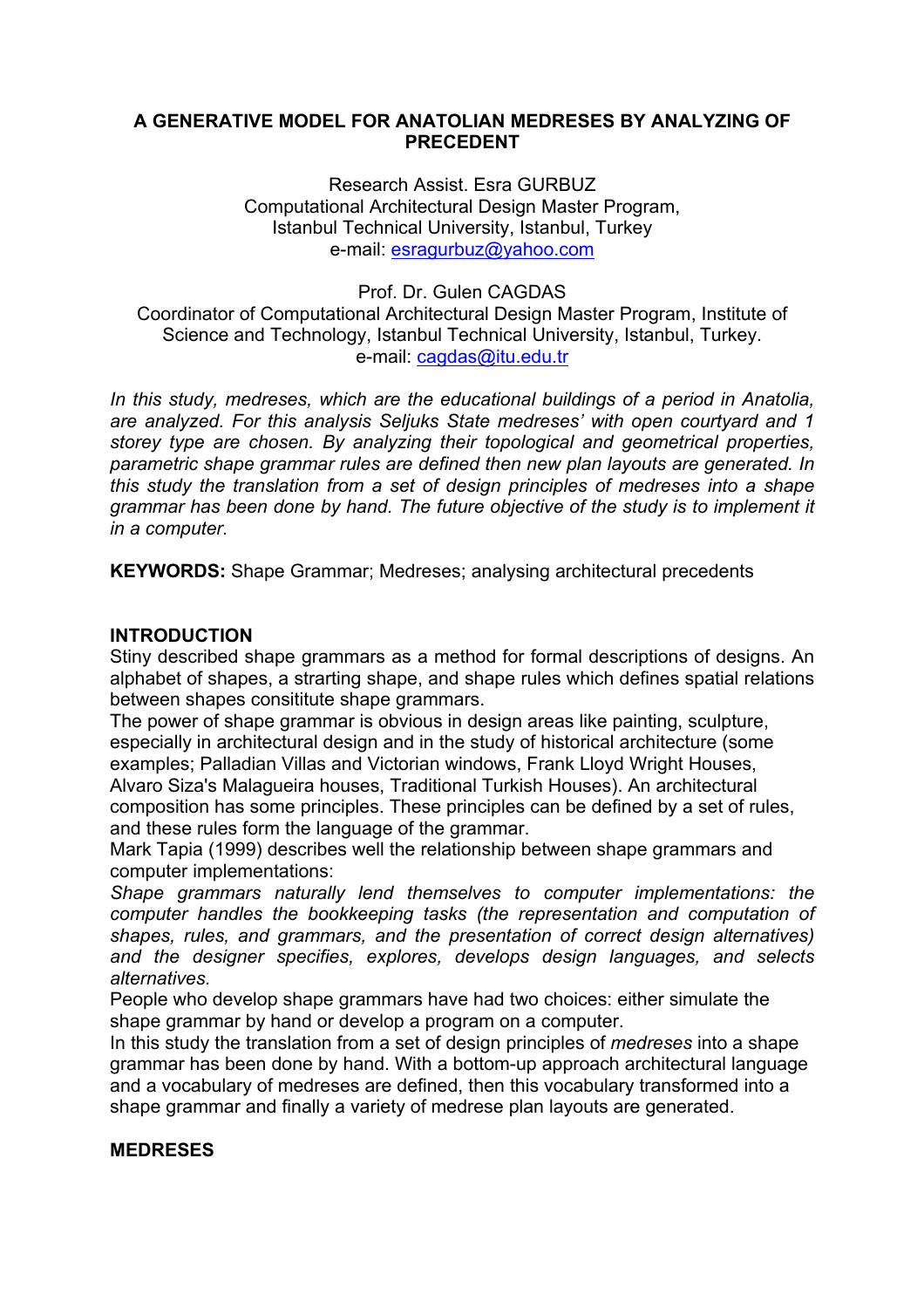# A GENERATIVE MODEL FOR ANATOLIAN MEDRESES BY ANALYZING OF PRECEDENT

Research Assist. Esra GURBUZ
Computational Architectural Design Master Program,
Istanbul Technical University, Istanbul, Turkey
e-mail: esragurbuz@yahoo.com

Prof. Dr. Gulen CAGDAS
Coordinator of Computational Architectural Design Master Program, Institute of Science and Technology, Istanbul Technical University, Istanbul, Turkey.
e-mail: cagdas@itu.edu.tr

*In this study, medreses, which are the educational buildings of a period in Anatolia, are analyzed. For this analysis Seljuks State medreses' with open courtyard and 1 storey type are chosen. By analyzing their topological and geometrical properties, parametric shape grammar rules are defined then new plan layouts are generated. In this study the translation from a set of design principles of medreses into a shape grammar has been done by hand. The future objective of the study is to implement it in a computer.*

**KEYWORDS:** Shape Grammar; Medreses; analysing architectural precedents

## INTRODUCTION

Stiny described shape grammars as a method for formal descriptions of designs. An alphabet of shapes, a strarting shape, and shape rules which defines spatial relations between shapes consititute shape grammars.

The power of shape grammar is obvious in design areas like painting, sculpture, especially in architectural design and in the study of historical architecture (some examples; Palladian Villas and Victorian windows, Frank Lloyd Wright Houses, Alvaro Siza's Malagueira houses, Traditional Turkish Houses). An architectural composition has some principles. These principles can be defined by a set of rules, and these rules form the language of the grammar.

Mark Tapia (1999) describes well the relationship between shape grammars and computer implementations:

*Shape grammars naturally lend themselves to computer implementations: the computer handles the bookkeeping tasks (the representation and computation of shapes, rules, and grammars, and the presentation of correct design alternatives) and the designer specifies, explores, develops design languages, and selects alternatives.*

People who develop shape grammars have had two choices: either simulate the shape grammar by hand or develop a program on a computer.

In this study the translation from a set of design principles of *medreses* into a shape grammar has been done by hand. With a bottom-up approach architectural language and a vocabulary of medreses are defined, then this vocabulary transformed into a shape grammar and finally a variety of medrese plan layouts are generated.

## MEDRESES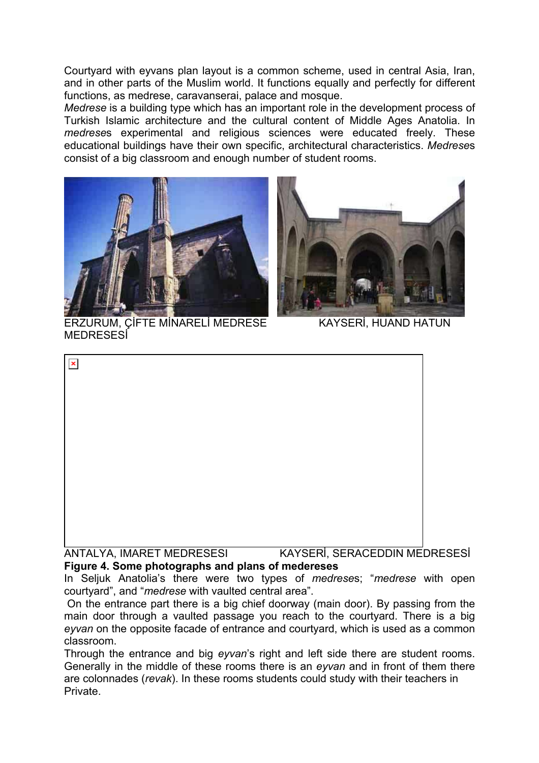Courtyard with eyvans plan layout is a common scheme, used in central Asia, Iran, and in other parts of the Muslim world. It functions equally and perfectly for different functions, as medrese, caravanserai, palace and mosque.

*Medrese* is a building type which has an important role in the development process of Turkish Islamic architecture and the cultural content of Middle Ages Anatolia. In *medrese*s experimental and religious sciences were educated freely. These educational buildings have their own specific, architectural characteristics. *Medrese*s consist of a big classroom and enough number of student rooms.

ERZURUM, ÇİFTE MİNARELİ MEDRESE KAYSERİ, HUAND HATUN MEDRESESİ

ANTALYA, IMARET MEDRESESI KAYSERİ, SERACEDDIN MEDRESESİ

**Figure 4. Some photographs and plans of medereses**

In Seljuk Anatolia's there were two types of *medrese*s; "*medrese* with open courtyard", and "*medrese* with vaulted central area".

On the entrance part there is a big chief doorway (main door). By passing from the main door through a vaulted passage you reach to the courtyard. There is a big *eyvan* on the opposite facade of entrance and courtyard, which is used as a common classroom.

Through the entrance and big *eyvan*'s right and left side there are student rooms. Generally in the middle of these rooms there is an *eyvan* and in front of them there are colonnades (*revak*). In these rooms students could study with their teachers in Private.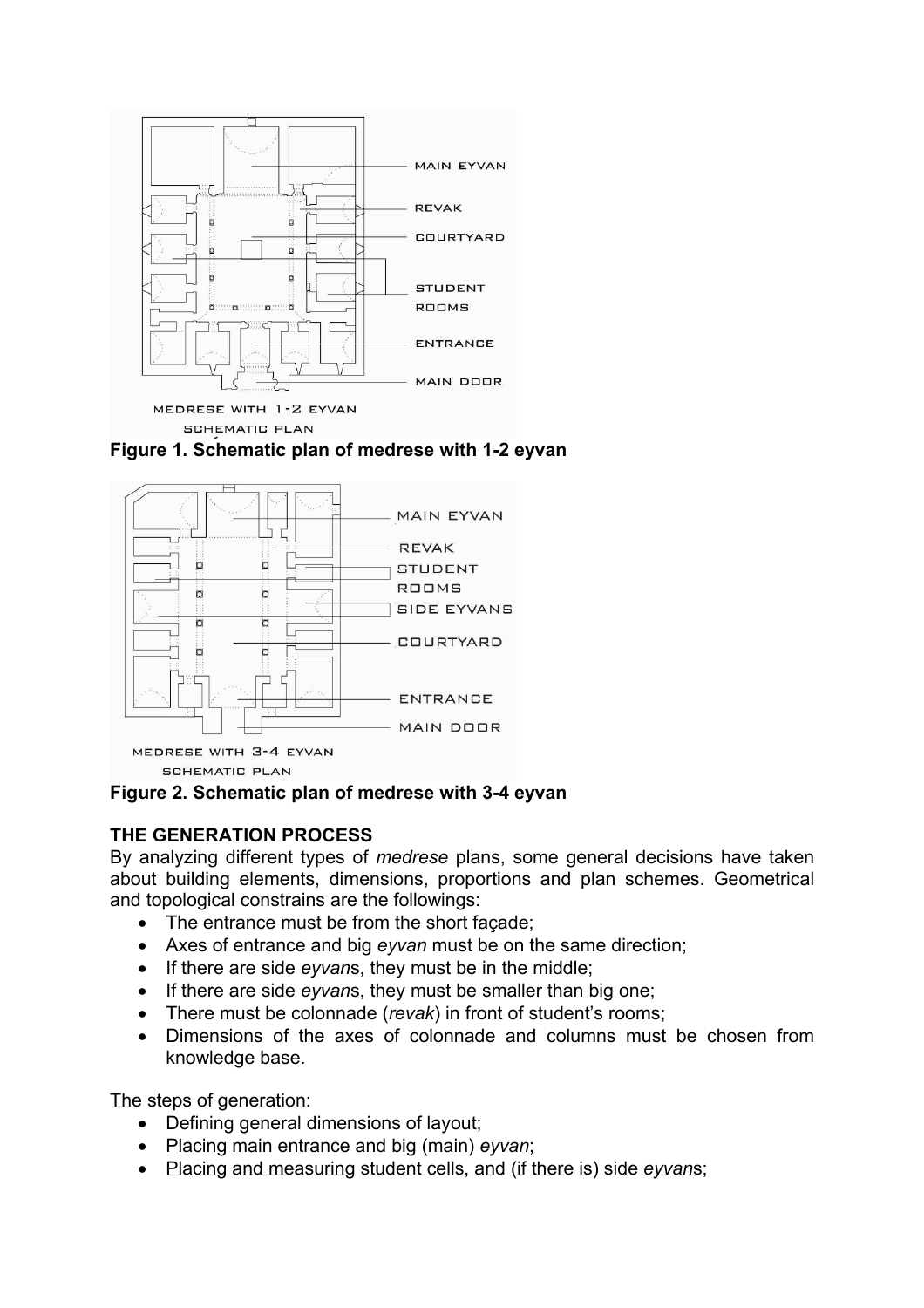Figure 1. Schematic plan of medrese with 1-2 eyvan

Figure 2. Schematic plan of medrese with 3-4 eyvan

**THE GENERATION PROCESS**

By analyzing different types of *medrese* plans, some general decisions have taken about building elements, dimensions, proportions and plan schemes. Geometrical and topological constrains are the followings:

- The entrance must be from the short façade;
- Axes of entrance and big *eyvan* must be on the same direction;
- If there are side *eyvan*s, they must be in the middle;
- If there are side *eyvan*s, they must be smaller than big one;
- There must be colonnade (*revak*) in front of student's rooms;
- Dimensions of the axes of colonnade and columns must be chosen from knowledge base.

The steps of generation:

- Defining general dimensions of layout;
- Placing main entrance and big (main) *eyvan*;
- Placing and measuring student cells, and (if there is) side *eyvan*s;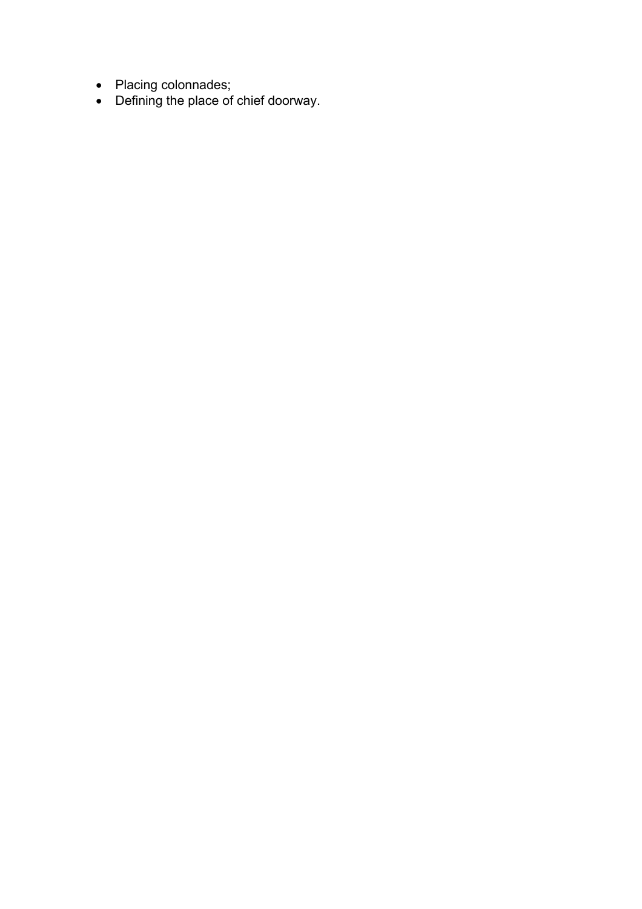- Placing colonnades;
- Defining the place of chief doorway.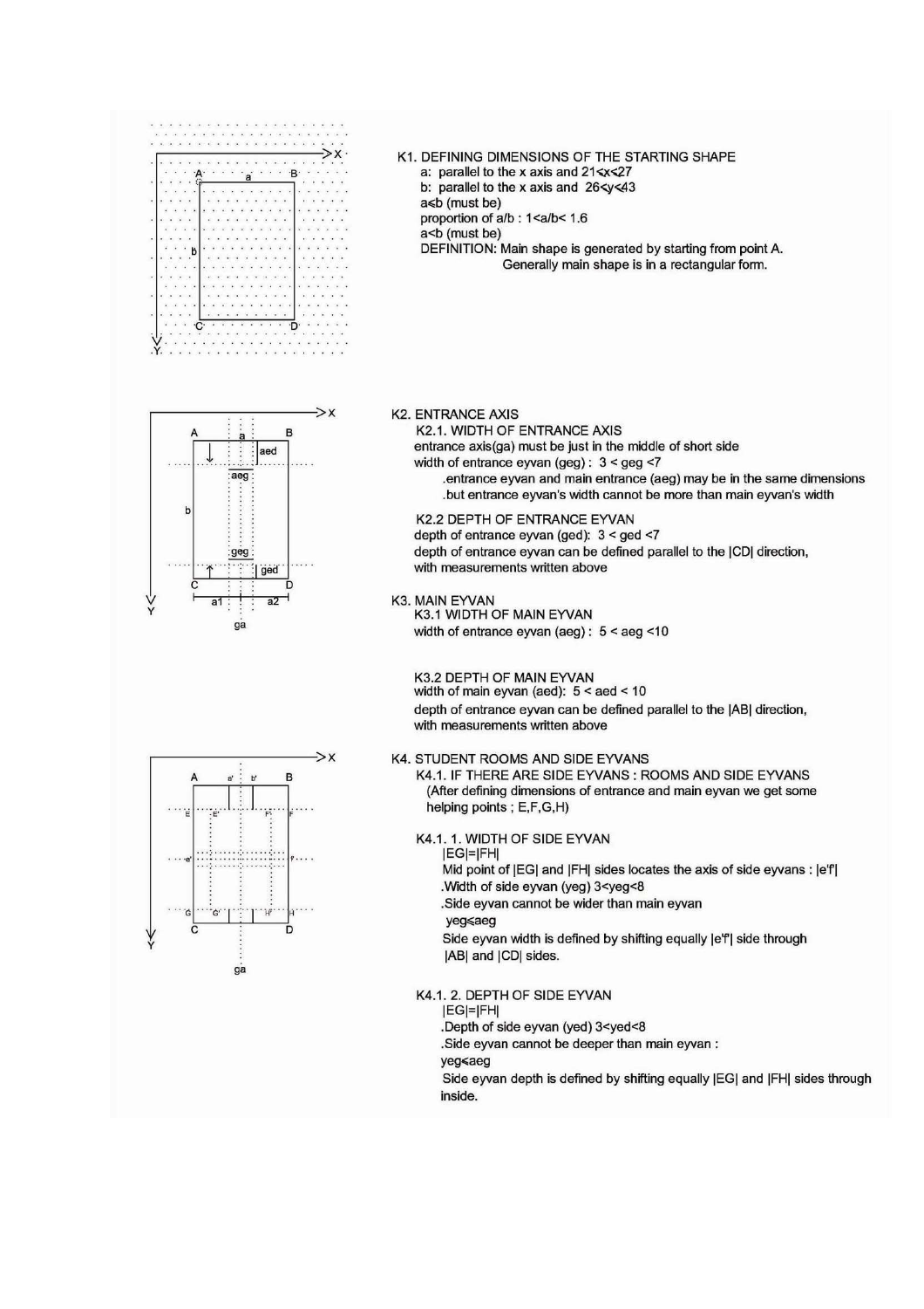K1. DEFINING DIMENSIONS OF THE STARTING SHAPE

a: parallel to the x axis and $21 \leq x \leq 27$

b: parallel to the x axis and $26 \leq y \leq 43$

$a \leq b$ (must be)

proportion of a/b : $1 < a/b < 1.6$

$a < b$ (must be)

DEFINITION: Main shape is generated by starting from point A. Generally main shape is in a rectangular form.

K2. ENTRANCE AXIS

K2.1. WIDTH OF ENTRANCE AXIS

entrance axis(ga) must be just in the middle of short side

width of entrance eyvan (geg) : $3 < geg < 7$

- .entrance eyvan and main entrance (aeg) may be in the same dimensions
- .but entrance eyvan's width cannot be more than main eyvan's width

K2.2 DEPTH OF ENTRANCE EYVAN

depth of entrance eyvan (ged): $3 < ged < 7$

depth of entrance eyvan can be defined parallel to the |CD| direction, with measurements written above

K3. MAIN EYVAN

K3.1 WIDTH OF MAIN EYVAN

width of entrance eyvan (aeg) : $5 < aeg < 10$

K3.2 DEPTH OF MAIN EYVAN

width of main eyvan (aed): $5 < aed < 10$

depth of entrance eyvan can be defined parallel to the |AB| direction, with measurements written above

K4. STUDENT ROOMS AND SIDE EYVANS

K4.1. IF THERE ARE SIDE EYVANS : ROOMS AND SIDE EYVANS

(After defining dimensions of entrance and main eyvan we get some helping points ; E,F,G,H)

K4.1. 1. WIDTH OF SIDE EYVAN

|EG|=|FH|

Mid point of |EG| and |FH| sides locates the axis of side eyvans : |e'f'|

.Width of side eyvan (yeg) $3 < yeg < 8$

.Side eyvan cannot be wider than main eyvan

$yeg \leq aeg$

Side eyvan width is defined by shifting equally |e'f'| side through |AB| and |CD| sides.

K4.1. 2. DEPTH OF SIDE EYVAN

|EG|=|FH|

.Depth of side eyvan (yed) $3 < yed < 8$

.Side eyvan cannot be deeper than main eyvan :

$yeg \leq aeg$

Side eyvan depth is defined by shifting equally |EG| and |FH| sides through inside.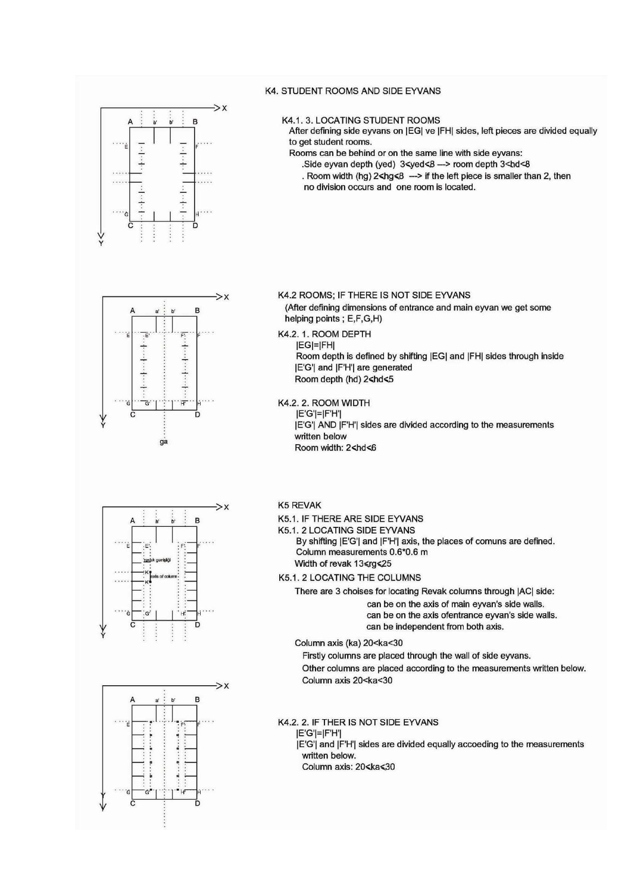## K4. STUDENT ROOMS AND SIDE EYVANS

### K4.1. 3. LOCATING STUDENT ROOMS

After defining side eyvans on |EG| ve |FH| sides, left pieces are divided equally to get student rooms.

Rooms can be behind or on the same line with side eyvans:

.Side eyvan depth (yed) $3<yed<8$ —> room depth $3<hd<8$

. Room width (hg) $2<hg<8$ —> if the left piece is smaller than 2, then no division occurs and one room is located.

### K4.2 ROOMS; IF THERE IS NOT SIDE EYVANS

(After defining dimensions of entrance and main eyvan we get some helping points ; E,F,G,H)

#### K4.2. 1. ROOM DEPTH

|EG|=|FH|

Room depth is defined by shifting |EG| and |FH| sides through inside

|E'G'| and |F'H'| are generated

Room depth (hd) $2<hd<5$

#### K4.2. 2. ROOM WIDTH

|E'G'|=|F'H'|

|E'G'| AND |F'H'| sides are divided according to the measurements written below

Room width: $2<hd<6$

## K5 REVAK

### K5.1. IF THERE ARE SIDE EYVANS

#### K5.1. 2 LOCATING SIDE EYVANS

By shifting |E'G'| and |F'H'| axis, the places of comuns are defined.

Column measurements 0.6*0.6 m

Width of revak $13<rg<25$

#### K5.1. 2 LOCATING THE COLUMNS

There are 3 choises for locating Revak columns through |AC| side:

can be on the axis of main eyvan's side walls.

can be on the axis ofentrance eyvan's side walls.

can be independent from both axis.

Column axis (ka) $20<ka<30$

Firstly columns are placed through the wall of side eyvans.

Other columns are placed according to the measurements written below.

Column axis $20<ka<30$

### K4.2. 2. IF THER IS NOT SIDE EYVANS

|E'G'|=|F'H'|

|E'G'| and |F'H'| sides are divided equally accoeding to the measurements written below.

Column axis: $20<ka<30$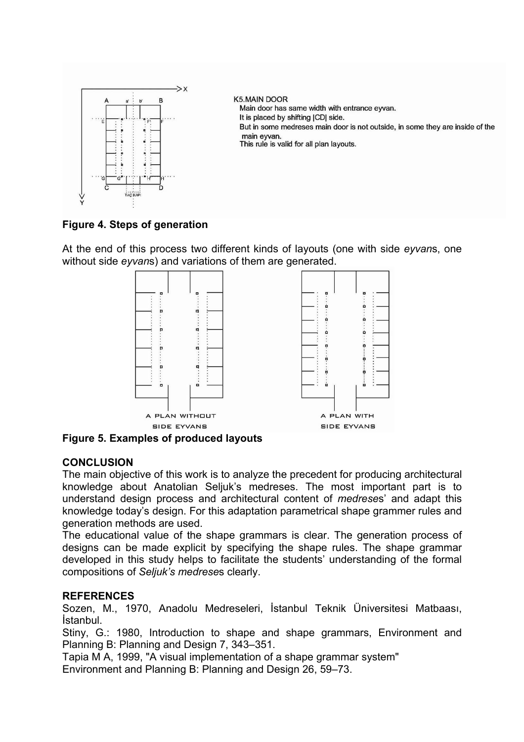K5.MAIN DOOR
Main door has same width with entrance eyvan.
It is placed by shifting |CD| side.
But in some medreses main door is not outside, in some they are inside of the main eyvan.
This rule is valid for all plan layouts.

**Figure 4. Steps of generation**

At the end of this process two different kinds of layouts (one with side *eyvan*s, one without side *eyvan*s) and variations of them are generated.

A PLAN WITHOUT SIDE EYVANS

A PLAN WITH SIDE EYVANS

**Figure 5. Examples of produced layouts**

## CONCLUSION

The main objective of this work is to analyze the precedent for producing architectural knowledge about Anatolian Seljuk's medreses. The most important part is to understand design process and architectural content of *medrese*s' and adapt this knowledge today's design. For this adaptation parametrical shape grammer rules and generation methods are used.

The educational value of the shape grammars is clear. The generation process of designs can be made explicit by specifying the shape rules. The shape grammar developed in this study helps to facilitate the students' understanding of the formal compositions of *Seljuk's medrese*s clearly.

## REFERENCES

Sozen, M., 1970, Anadolu Medreseleri, İstanbul Teknik Üniversitesi Matbaası, İstanbul.

Stiny, G.: 1980, Introduction to shape and shape grammars, Environment and Planning B: Planning and Design 7, 343–351.

Tapia M A, 1999, "A visual implementation of a shape grammar system" Environment and Planning B: Planning and Design 26, 59–73.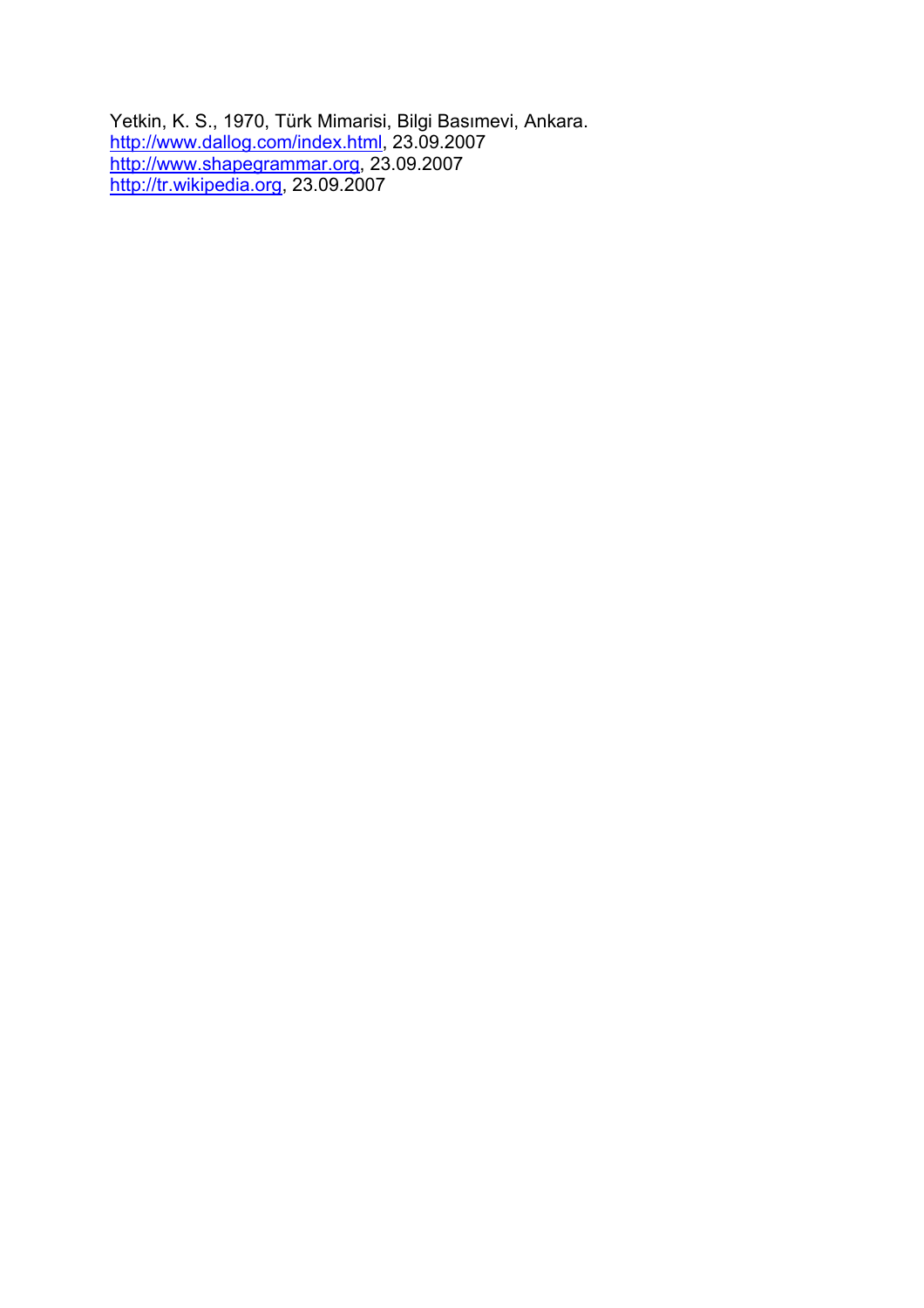Yetkin, K. S., 1970, Türk Mimarisi, Bilgi Basımevi, Ankara.
http://www.dallog.com/index.html, 23.09.2007
http://www.shapegrammar.org, 23.09.2007
http://tr.wikipedia.org, 23.09.2007